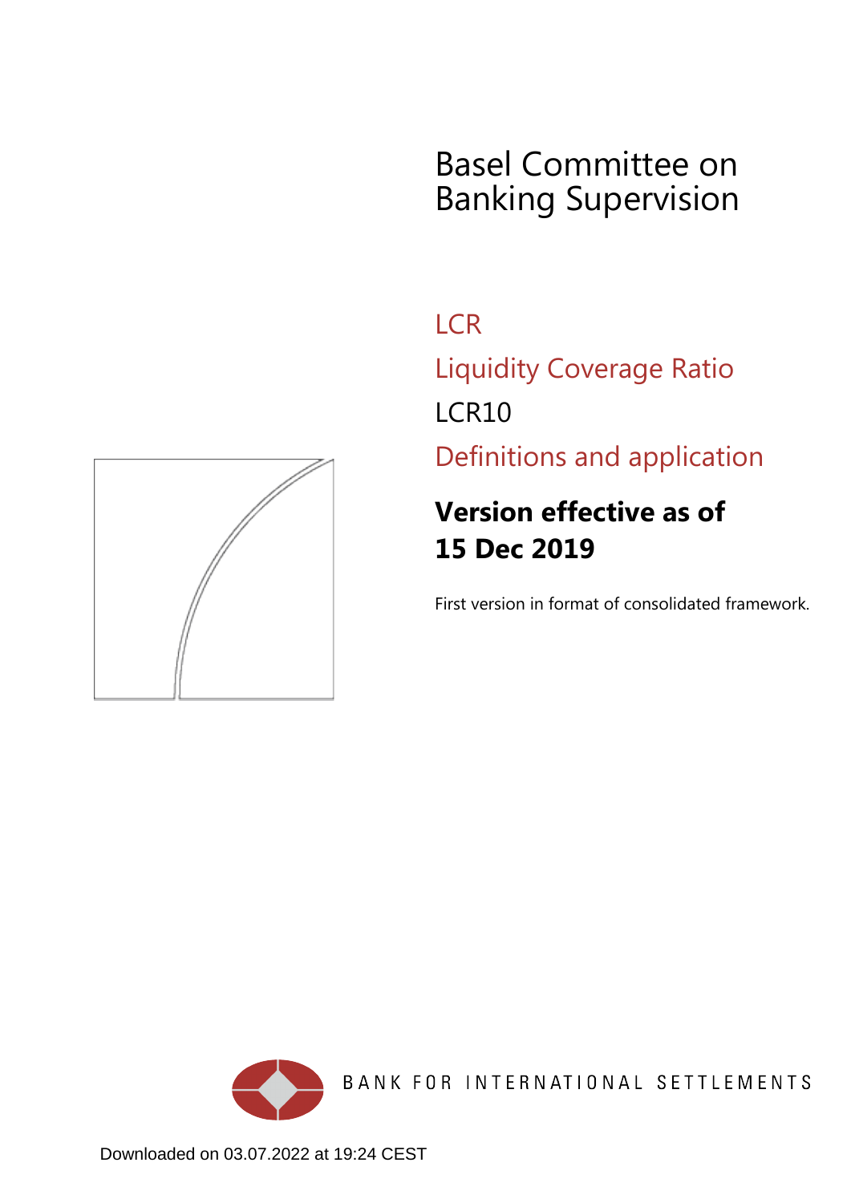# Basel Committee on Banking Supervision

## LCR

## Liquidity Coverage Ratio

LCR10

## Definitions and application

**Version effective as of 15 Dec 2019**

First version in format of consolidated framework.

BANK FOR INTERNATIONAL SETTLEMENTS

Downloaded on 03.07.2022 at 19:24 CEST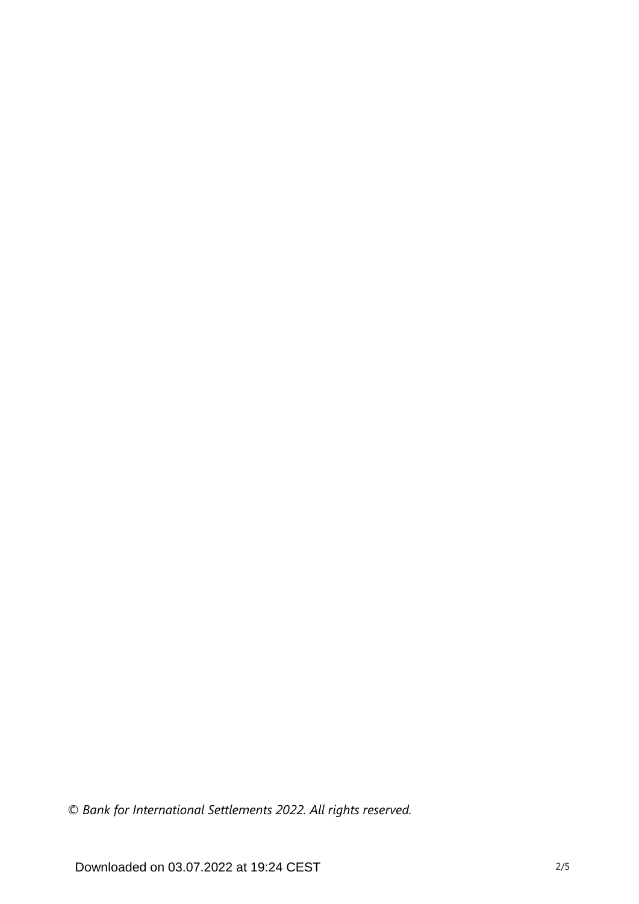*© Bank for International Settlements 2022. All rights reserved.*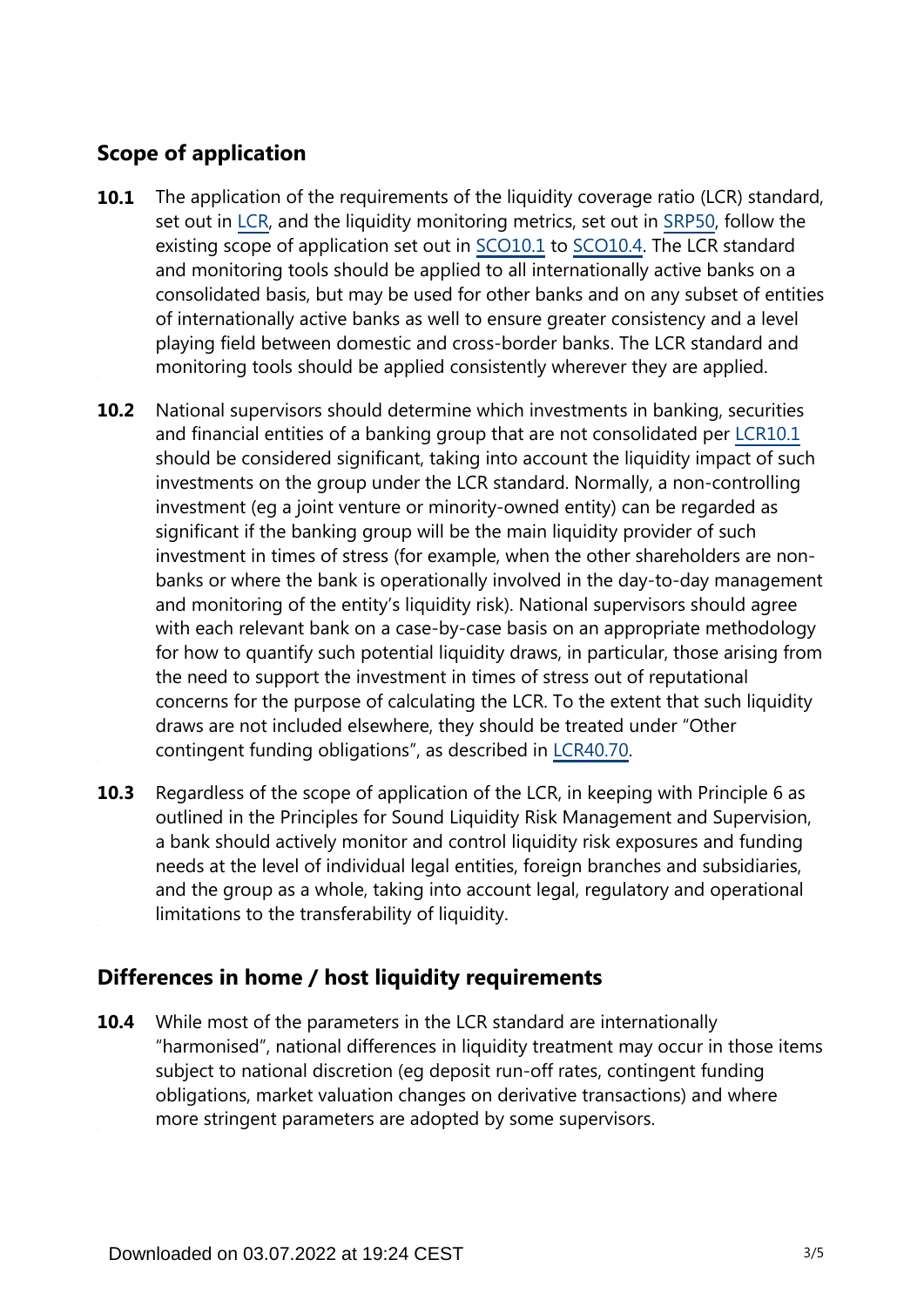## Scope of application

**10.1** The application of the requirements of the liquidity coverage ratio (LCR) standard, set out in LCR, and the liquidity monitoring metrics, set out in SRP50, follow the existing scope of application set out in SCO10.1 to SCO10.4. The LCR standard and monitoring tools should be applied to all internationally active banks on a consolidated basis, but may be used for other banks and on any subset of entities of internationally active banks as well to ensure greater consistency and a level playing field between domestic and cross-border banks. The LCR standard and monitoring tools should be applied consistently wherever they are applied.

**10.2** National supervisors should determine which investments in banking, securities and financial entities of a banking group that are not consolidated per LCR10.1 should be considered significant, taking into account the liquidity impact of such investments on the group under the LCR standard. Normally, a non-controlling investment (eg a joint venture or minority-owned entity) can be regarded as significant if the banking group will be the main liquidity provider of such investment in times of stress (for example, when the other shareholders are non-banks or where the bank is operationally involved in the day-to-day management and monitoring of the entity's liquidity risk). National supervisors should agree with each relevant bank on a case-by-case basis on an appropriate methodology for how to quantify such potential liquidity draws, in particular, those arising from the need to support the investment in times of stress out of reputational concerns for the purpose of calculating the LCR. To the extent that such liquidity draws are not included elsewhere, they should be treated under "Other contingent funding obligations", as described in LCR40.70.

**10.3** Regardless of the scope of application of the LCR, in keeping with Principle 6 as outlined in the Principles for Sound Liquidity Risk Management and Supervision, a bank should actively monitor and control liquidity risk exposures and funding needs at the level of individual legal entities, foreign branches and subsidiaries, and the group as a whole, taking into account legal, regulatory and operational limitations to the transferability of liquidity.

## Differences in home / host liquidity requirements

**10.4** While most of the parameters in the LCR standard are internationally "harmonised", national differences in liquidity treatment may occur in those items subject to national discretion (eg deposit run-off rates, contingent funding obligations, market valuation changes on derivative transactions) and where more stringent parameters are adopted by some supervisors.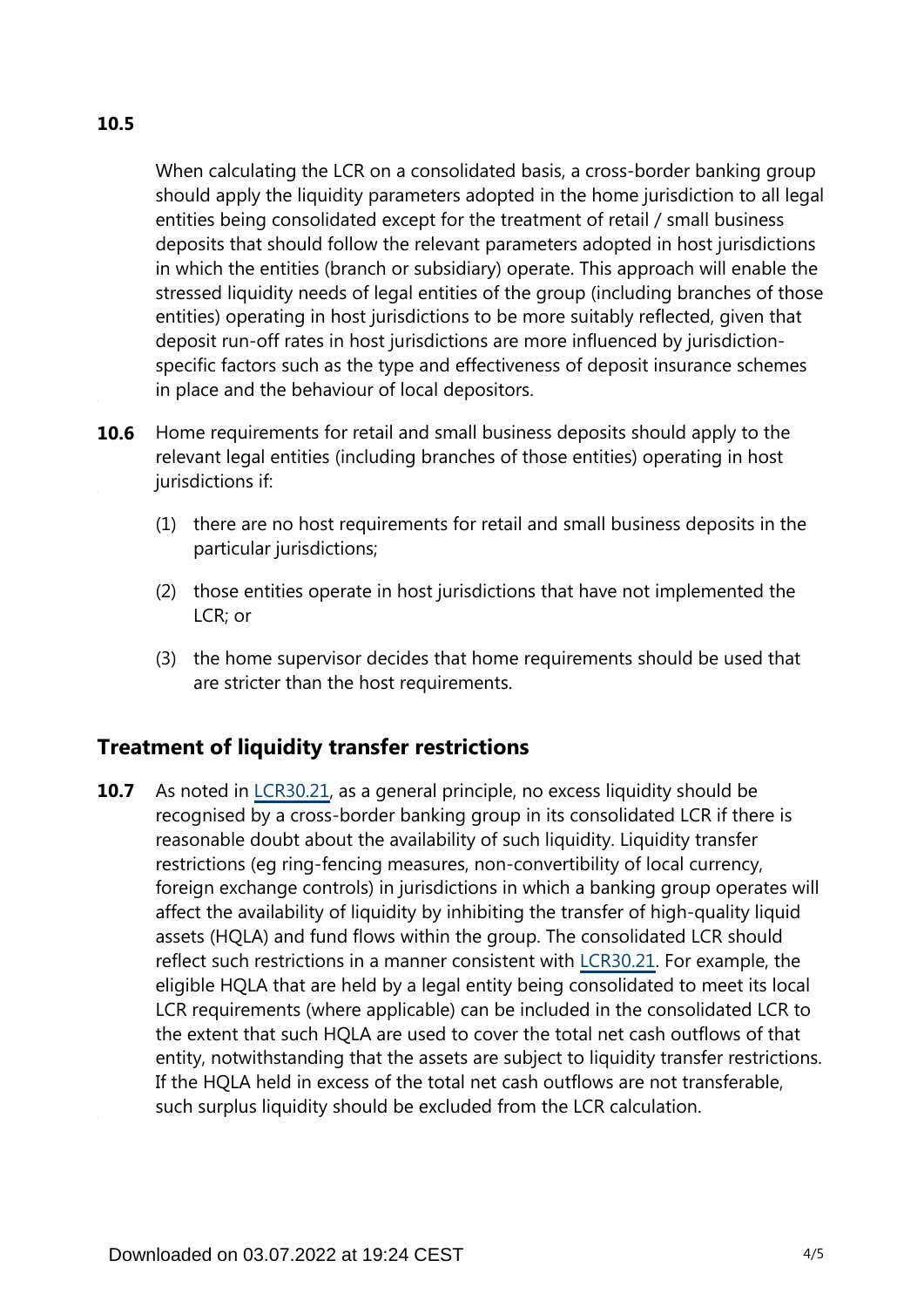**10.5** When calculating the LCR on a consolidated basis, a cross-border banking group should apply the liquidity parameters adopted in the home jurisdiction to all legal entities being consolidated except for the treatment of retail / small business deposits that should follow the relevant parameters adopted in host jurisdictions in which the entities (branch or subsidiary) operate. This approach will enable the stressed liquidity needs of legal entities of the group (including branches of those entities) operating in host jurisdictions to be more suitably reflected, given that deposit run-off rates in host jurisdictions are more influenced by jurisdiction-specific factors such as the type and effectiveness of deposit insurance schemes in place and the behaviour of local depositors.

**10.6** Home requirements for retail and small business deposits should apply to the relevant legal entities (including branches of those entities) operating in host jurisdictions if:

(1) there are no host requirements for retail and small business deposits in the particular jurisdictions;

(2) those entities operate in host jurisdictions that have not implemented the LCR; or

(3) the home supervisor decides that home requirements should be used that are stricter than the host requirements.

## Treatment of liquidity transfer restrictions

**10.7** As noted in LCR30.21, as a general principle, no excess liquidity should be recognised by a cross-border banking group in its consolidated LCR if there is reasonable doubt about the availability of such liquidity. Liquidity transfer restrictions (eg ring-fencing measures, non-convertibility of local currency, foreign exchange controls) in jurisdictions in which a banking group operates will affect the availability of liquidity by inhibiting the transfer of high-quality liquid assets (HQLA) and fund flows within the group. The consolidated LCR should reflect such restrictions in a manner consistent with LCR30.21. For example, the eligible HQLA that are held by a legal entity being consolidated to meet its local LCR requirements (where applicable) can be included in the consolidated LCR to the extent that such HQLA are used to cover the total net cash outflows of that entity, notwithstanding that the assets are subject to liquidity transfer restrictions. If the HQLA held in excess of the total net cash outflows are not transferable, such surplus liquidity should be excluded from the LCR calculation.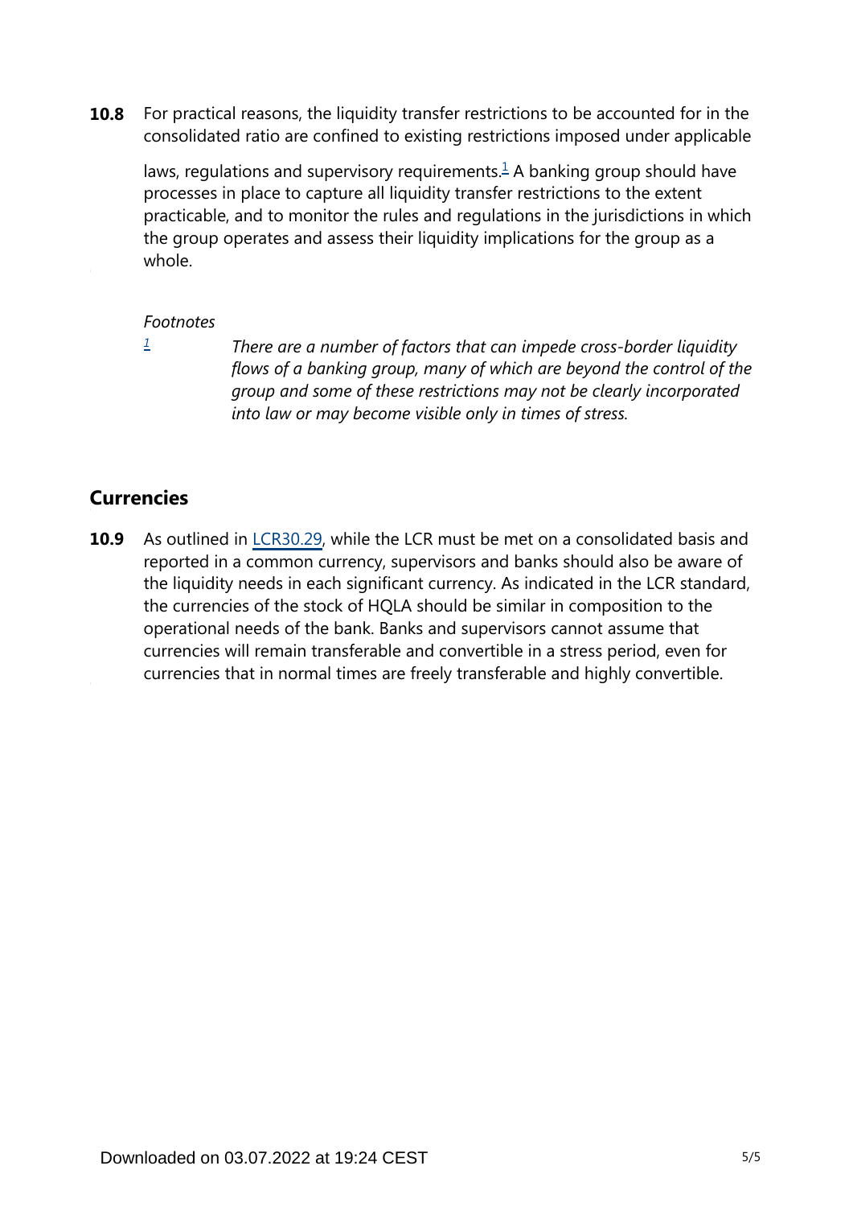**10.8** For practical reasons, the liquidity transfer restrictions to be accounted for in the consolidated ratio are confined to existing restrictions imposed under applicable laws, regulations and supervisory requirements.[1] A banking group should have processes in place to capture all liquidity transfer restrictions to the extent practicable, and to monitor the rules and regulations in the jurisdictions in which the group operates and assess their liquidity implications for the group as a whole.

*Footnotes*

[1] *There are a number of factors that can impede cross-border liquidity flows of a banking group, many of which are beyond the control of the group and some of these restrictions may not be clearly incorporated into law or may become visible only in times of stress.*

## Currencies

**10.9** As outlined in LCR30.29, while the LCR must be met on a consolidated basis and reported in a common currency, supervisors and banks should also be aware of the liquidity needs in each significant currency. As indicated in the LCR standard, the currencies of the stock of HQLA should be similar in composition to the operational needs of the bank. Banks and supervisors cannot assume that currencies will remain transferable and convertible in a stress period, even for currencies that in normal times are freely transferable and highly convertible.